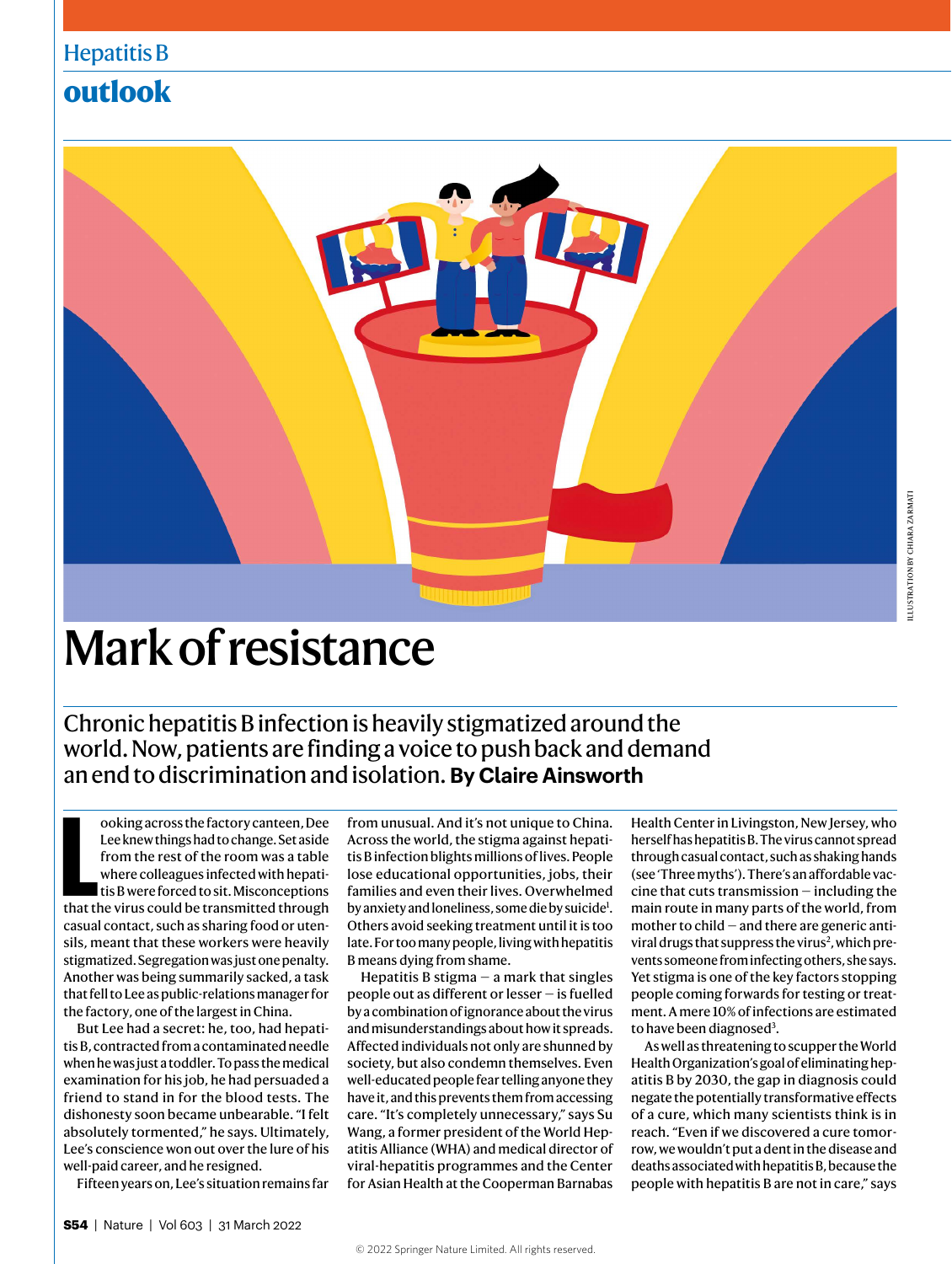Hepatitis B

**outlook**

ILLUSTRATION BY CHIARA ZARMATI

# Mark of resistance

## Chronic hepatitis B infection is heavily stigmatized around the world. Now, patients are finding a voice to push back and demand an end to discrimination and isolation. **By Claire Ainsworth**

Looking across the factory canteen, Dee Lee knew things had to change. Set aside from the rest of the room was a table where colleagues infected with hepatitis B were forced to sit. Misconceptions that the virus could be transmitted through casual contact, such as sharing food or utensils, meant that these workers were heavily stigmatized. Segregation was just one penalty. Another was being summarily sacked, a task that fell to Lee as public-relations manager for the factory, one of the largest in China.

But Lee had a secret: he, too, had hepatitis B, contracted from a contaminated needle when he was just a toddler. To pass the medical examination for his job, he had persuaded a friend to stand in for the blood tests. The dishonesty soon became unbearable. "I felt absolutely tormented," he says. Ultimately, Lee's conscience won out over the lure of his well-paid career, and he resigned.

Fifteen years on, Lee's situation remains far from unusual. And it's not unique to China. Across the world, the stigma against hepatitis B infection blights millions of lives. People lose educational opportunities, jobs, their families and even their lives. Overwhelmed by anxiety and loneliness, some die by suicide[1]. Others avoid seeking treatment until it is too late. For too many people, living with hepatitis B means dying from shame.

Hepatitis B stigma — a mark that singles people out as different or lesser — is fuelled by a combination of ignorance about the virus and misunderstandings about how it spreads. Affected individuals not only are shunned by society, but also condemn themselves. Even well-educated people fear telling anyone they have it, and this prevents them from accessing care. "It's completely unnecessary," says Su Wang, a former president of the World Hepatitis Alliance (WHA) and medical director of viral-hepatitis programmes and the Center for Asian Health at the Cooperman Barnabas Health Center in Livingston, New Jersey, who herself has hepatitis B. The virus cannot spread through casual contact, such as shaking hands (see 'Three myths'). There's an affordable vaccine that cuts transmission — including the main route in many parts of the world, from mother to child — and there are generic antiviral drugs that suppress the virus[2], which prevents someone from infecting others, she says. Yet stigma is one of the key factors stopping people coming forwards for testing or treatment. A mere 10% of infections are estimated to have been diagnosed[3].

As well as threatening to scupper the World Health Organization's goal of eliminating hepatitis B by 2030, the gap in diagnosis could negate the potentially transformative effects of a cure, which many scientists think is in reach. "Even if we discovered a cure tomorrow, we wouldn't put a dent in the disease and deaths associated with hepatitis B, because the people with hepatitis B are not in care," says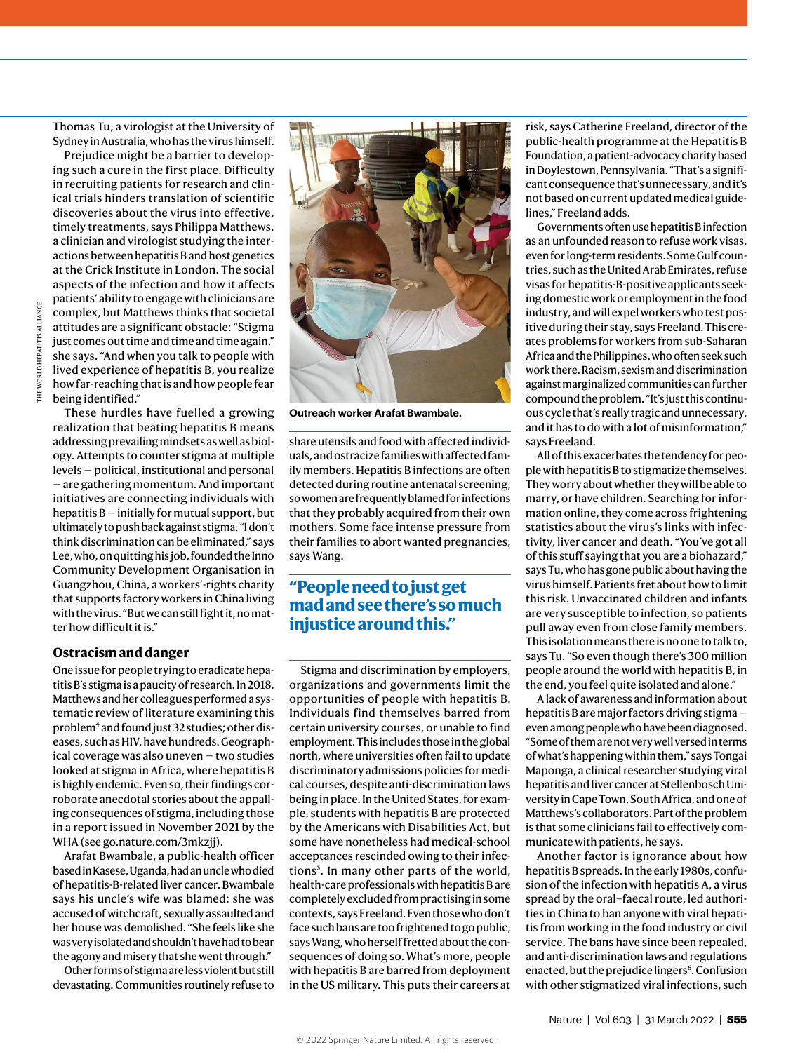Thomas Tu, a virologist at the University of Sydney in Australia, who has the virus himself.

Prejudice might be a barrier to developing such a cure in the first place. Difficulty in recruiting patients for research and clinical trials hinders translation of scientific discoveries about the virus into effective, timely treatments, says Philippa Matthews, a clinician and virologist studying the interactions between hepatitis B and host genetics at the Crick Institute in London. The social aspects of the infection and how it affects patients' ability to engage with clinicians are complex, but Matthews thinks that societal attitudes are a significant obstacle: "Stigma just comes out time and time and time again," she says. "And when you talk to people with lived experience of hepatitis B, you realize how far-reaching that is and how people fear being identified."

These hurdles have fuelled a growing realization that beating hepatitis B means addressing prevailing mindsets as well as biology. Attempts to counter stigma at multiple levels – political, institutional and personal – are gathering momentum. And important initiatives are connecting individuals with hepatitis B – initially for mutual support, but ultimately to push back against stigma. "I don't think discrimination can be eliminated," says Lee, who, on quitting his job, founded the Inno Community Development Organisation in Guangzhou, China, a workers'-rights charity that supports factory workers in China living with the virus. "But we can still fight it, no matter how difficult it is."

## Ostracism and danger

One issue for people trying to eradicate hepatitis B's stigma is a paucity of research. In 2018, Matthews and her colleagues performed a systematic review of literature examining this problem[4] and found just 32 studies; other diseases, such as HIV, have hundreds. Geographical coverage was also uneven – two studies looked at stigma in Africa, where hepatitis B is highly endemic. Even so, their findings corroborate anecdotal stories about the appalling consequences of stigma, including those in a report issued in November 2021 by the WHA (see go.nature.com/3mkzjj).

Arafat Bwambale, a public-health officer based in Kasese, Uganda, had an uncle who died of hepatitis-B-related liver cancer. Bwambale says his uncle's wife was blamed: she was accused of witchcraft, sexually assaulted and her house was demolished. "She feels like she was very isolated and shouldn't have had to bear the agony and misery that she went through."

Other forms of stigma are less violent but still devastating. Communities routinely refuse to share utensils and food with affected individuals, and ostracize families with affected family members. Hepatitis B infections are often detected during routine antenatal screening, so women are frequently blamed for infections that they probably acquired from their own mothers. Some face intense pressure from their families to abort wanted pregnancies, says Wang.

Outreach worker Arafat Bwambale.

> "People need to just get mad and see there's so much injustice around this."

Stigma and discrimination by employers, organizations and governments limit the opportunities of people with hepatitis B. Individuals find themselves barred from certain university courses, or unable to find employment. This includes those in the global north, where universities often fail to update discriminatory admissions policies for medical courses, despite anti-discrimination laws being in place. In the United States, for example, students with hepatitis B are protected by the Americans with Disabilities Act, but some have nonetheless had medical-school acceptances rescinded owing to their infections[5]. In many other parts of the world, health-care professionals with hepatitis B are completely excluded from practising in some contexts, says Freeland. Even those who don't face such bans are too frightened to go public, says Wang, who herself fretted about the consequences of doing so. What's more, people with hepatitis B are barred from deployment in the US military. This puts their careers at risk, says Catherine Freeland, director of the public-health programme at the Hepatitis B Foundation, a patient-advocacy charity based in Doylestown, Pennsylvania. "That's a significant consequence that's unnecessary, and it's not based on current updated medical guidelines," Freeland adds.

Governments often use hepatitis B infection as an unfounded reason to refuse work visas, even for long-term residents. Some Gulf countries, such as the United Arab Emirates, refuse visas for hepatitis-B-positive applicants seeking domestic work or employment in the food industry, and will expel workers who test positive during their stay, says Freeland. This creates problems for workers from sub-Saharan Africa and the Philippines, who often seek such work there. Racism, sexism and discrimination against marginalized communities can further compound the problem. "It's just this continuous cycle that's really tragic and unnecessary, and it has to do with a lot of misinformation," says Freeland.

All of this exacerbates the tendency for people with hepatitis B to stigmatize themselves. They worry about whether they will be able to marry, or have children. Searching for information online, they come across frightening statistics about the virus's links with infectivity, liver cancer and death. "You've got all of this stuff saying that you are a biohazard," says Tu, who has gone public about having the virus himself. Patients fret about how to limit this risk. Unvaccinated children and infants are very susceptible to infection, so patients pull away even from close family members. This isolation means there is no one to talk to, says Tu. "So even though there's 300 million people around the world with hepatitis B, in the end, you feel quite isolated and alone."

A lack of awareness and information about hepatitis B are major factors driving stigma – even among people who have been diagnosed. "Some of them are not very well versed in terms of what's happening within them," says Tongai Maponga, a clinical researcher studying viral hepatitis and liver cancer at Stellenbosch University in Cape Town, South Africa, and one of Matthews's collaborators. Part of the problem is that some clinicians fail to effectively communicate with patients, he says.

Another factor is ignorance about how hepatitis B spreads. In the early 1980s, confusion of the infection with hepatitis A, a virus spread by the oral–faecal route, led authorities in China to ban anyone with viral hepatitis from working in the food industry or civil service. The bans have since been repealed, and anti-discrimination laws and regulations enacted, but the prejudice lingers[6]. Confusion with other stigmatized viral infections, such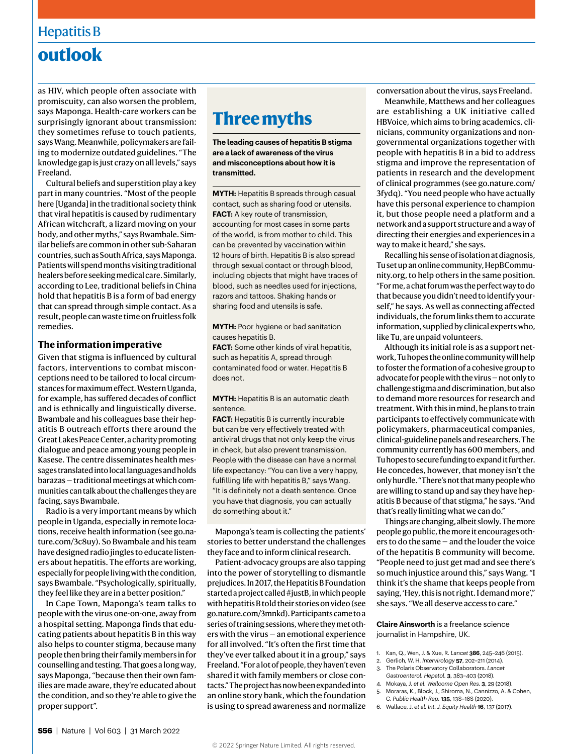as HIV, which people often associate with promiscuity, can also worsen the problem, says Maponga. Health-care workers can be surprisingly ignorant about transmission: they sometimes refuse to touch patients, says Wang. Meanwhile, policymakers are failing to modernize outdated guidelines. "The knowledge gap is just crazy on all levels," says Freeland.

Cultural beliefs and superstition play a key part in many countries. "Most of the people here [Uganda] in the traditional society think that viral hepatitis is caused by rudimentary African witchcraft, a lizard moving on your body, and other myths," says Bwambale. Similar beliefs are common in other sub-Saharan countries, such as South Africa, says Maponga. Patients will spend months visiting traditional healers before seeking medical care. Similarly, according to Lee, traditional beliefs in China hold that hepatitis B is a form of bad energy that can spread through simple contact. As a result, people can waste time on fruitless folk remedies.

### The information imperative

Given that stigma is influenced by cultural factors, interventions to combat misconceptions need to be tailored to local circumstances for maximum effect. Western Uganda, for example, has suffered decades of conflict and is ethnically and linguistically diverse. Bwambale and his colleagues base their hepatitis B outreach efforts there around the Great Lakes Peace Center, a charity promoting dialogue and peace among young people in Kasese. The centre disseminates health messages translated into local languages and holds barazas – traditional meetings at which communities can talk about the challenges they are facing, says Bwambale.

Radio is a very important means by which people in Uganda, especially in remote locations, receive health information (see go.nature.com/3c8uy). So Bwambale and his team have designed radio jingles to educate listeners about hepatitis. The efforts are working, especially for people living with the condition, says Bwambale. "Psychologically, spiritually, they feel like they are in a better position."

In Cape Town, Maponga's team talks to people with the virus one-on-one, away from a hospital setting. Maponga finds that educating patients about hepatitis B in this way also helps to counter stigma, because many people then bring their family members in for counselling and testing. That goes a long way, says Maponga, "because then their own families are made aware, they're educated about the condition, and so they're able to give the proper support".

## Three myths

**The leading causes of hepatitis B stigma are a lack of awareness of the virus and misconceptions about how it is transmitted.**

**MYTH:** Hepatitis B spreads through casual contact, such as sharing food or utensils.
**FACT:** A key route of transmission, accounting for most cases in some parts of the world, is from mother to child. This can be prevented by vaccination within 12 hours of birth. Hepatitis B is also spread through sexual contact or through blood, including objects that might have traces of blood, such as needles used for injections, razors and tattoos. Shaking hands or sharing food and utensils is safe.

**MYTH:** Poor hygiene or bad sanitation causes hepatitis B.
**FACT:** Some other kinds of viral hepatitis, such as hepatitis A, spread through contaminated food or water. Hepatitis B does not.

**MYTH:** Hepatitis B is an automatic death sentence.
**FACT:** Hepatitis B is currently incurable but can be very effectively treated with antiviral drugs that not only keep the virus in check, but also prevent transmission. People with the disease can have a normal life expectancy: "You can live a very happy, fulfilling life with hepatitis B," says Wang. "It is definitely not a death sentence. Once you have that diagnosis, you can actually do something about it."

Maponga's team is collecting the patients' stories to better understand the challenges they face and to inform clinical research.

Patient-advocacy groups are also tapping into the power of storytelling to dismantle prejudices. In 2017, the Hepatitis B Foundation started a project called #justB, in which people with hepatitis B told their stories on video (see go.nature.com/3mnkd). Participants came to a series of training sessions, where they met others with the virus – an emotional experience for all involved. "It's often the first time that they've ever talked about it in a group," says Freeland. "For a lot of people, they haven't even shared it with family members or close contacts." The project has now been expanded into an online story bank, which the foundation is using to spread awareness and normalize conversation about the virus, says Freeland.

Meanwhile, Matthews and her colleagues are establishing a UK initiative called HBVoice, which aims to bring academics, clinicians, community organizations and non-governmental organizations together with people with hepatitis B in a bid to address stigma and improve the representation of patients in research and the development of clinical programmes (see go.nature.com/3fydq). "You need people who have actually have this personal experience to champion it, but those people need a platform and a network and a support structure and a way of directing their energies and experiences in a way to make it heard," she says.

Recalling his sense of isolation at diagnosis, Tu set up an online community, HepBCommunity.org, to help others in the same position. "For me, a chat forum was the perfect way to do that because you didn't need to identify yourself," he says. As well as connecting affected individuals, the forum links them to accurate information, supplied by clinical experts who, like Tu, are unpaid volunteers.

Although its initial role is as a support network, Tu hopes the online community will help to foster the formation of a cohesive group to advocate for people with the virus – not only to challenge stigma and discrimination, but also to demand more resources for research and treatment. With this in mind, he plans to train participants to effectively communicate with policymakers, pharmaceutical companies, clinical-guideline panels and researchers. The community currently has 600 members, and Tu hopes to secure funding to expand it further. He concedes, however, that money isn't the only hurdle. "There's not that many people who are willing to stand up and say they have hepatitis B because of that stigma," he says. "And that's really limiting what we can do."

Things are changing, albeit slowly. The more people go public, the more it encourages others to do the same – and the louder the voice of the hepatitis B community will become. "People need to just get mad and see there's so much injustice around this," says Wang. "I think it's the shame that keeps people from saying, 'Hey, this is not right. I demand more'," she says. "We all deserve access to care."

**Claire Ainsworth** is a freelance science journalist in Hampshire, UK.

1. Kan, Q., Wen, J. & Xue, R. *Lancet* **386**, 245–246 (2015).
2. Gerlich, W. H. *Intervirology* **57**, 202–211 (2014).
3. The Polaris Observatory Collaborators. *Lancet Gastroenterol. Hepatol.* **3**, 383–403 (2018).
4. Mokaya, J. *et al. Wellcome Open Res.* **3**, 29 (2018).
5. Moraras, K., Block, J., Shiroma, N., Cannizzo, A. & Cohen, C. *Public Health Rep.* **135**, 13S–18S (2020).
6. Wallace, J. *et al. Int. J. Equity Health* **16**, 137 (2017).